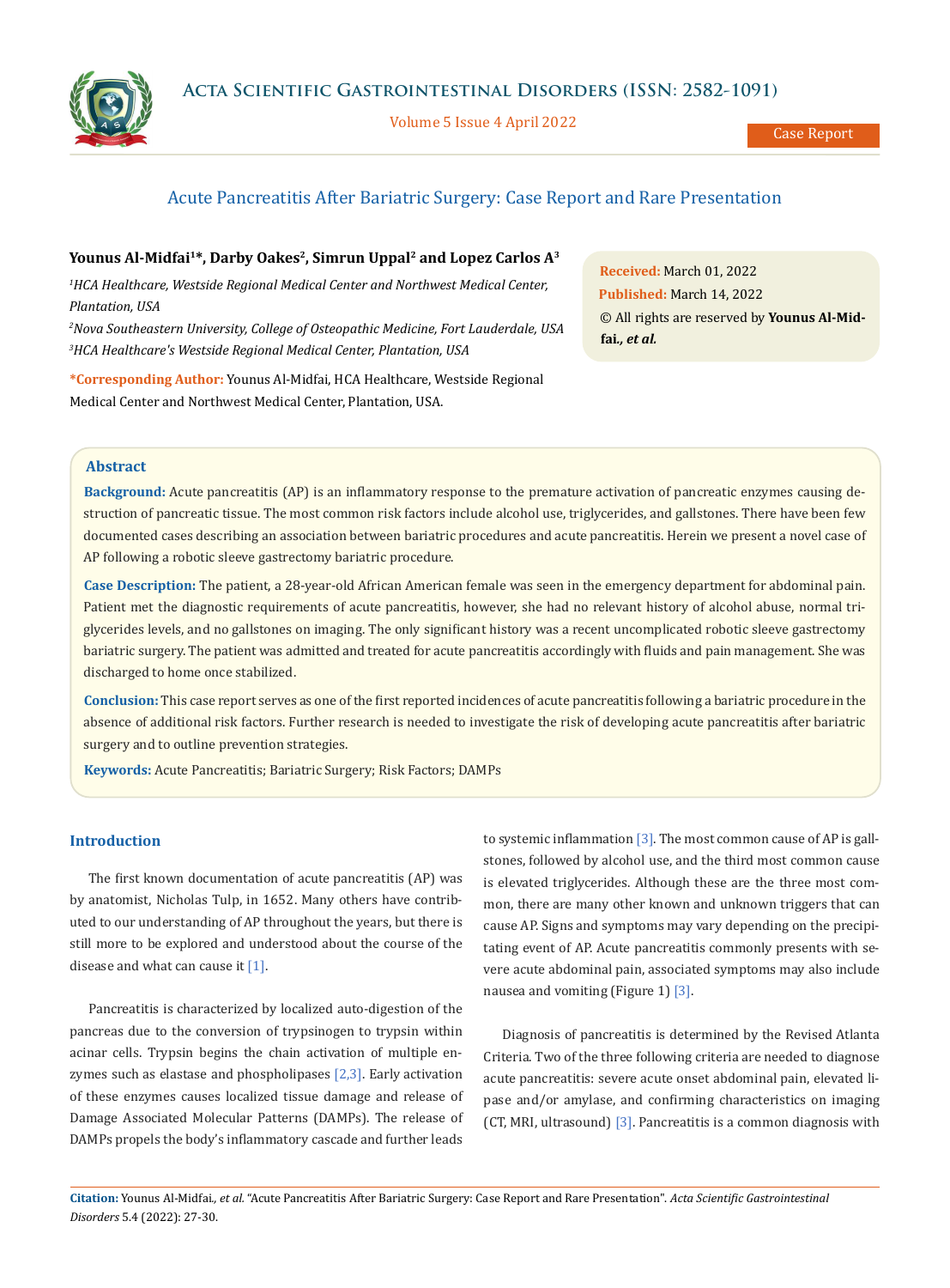Case Report

# Acute Pancreatitis After Bariatric Surgery: Case Report and Rare Presentation

**Younus Al-Midfai[1]\*, Darby Oakes[2], Simrun Uppal[2] and Lopez Carlos A[3]**

*[1]HCA Healthcare, Westside Regional Medical Center and Northwest Medical Center, Plantation, USA*

*[2]Nova Southeastern University, College of Osteopathic Medicine, Fort Lauderdale, USA*

*[3]HCA Healthcare's Westside Regional Medical Center, Plantation, USA*

**\*Corresponding Author:** Younus Al-Midfai, HCA Healthcare, Westside Regional Medical Center and Northwest Medical Center, Plantation, USA.

**Received:** March 01, 2022

**Published:** March 14, 2022

© All rights are reserved by **Younus Al-Midfai., *et al.***

## Abstract

**Background:** Acute pancreatitis (AP) is an inflammatory response to the premature activation of pancreatic enzymes causing destruction of pancreatic tissue. The most common risk factors include alcohol use, triglycerides, and gallstones. There have been few documented cases describing an association between bariatric procedures and acute pancreatitis. Herein we present a novel case of AP following a robotic sleeve gastrectomy bariatric procedure.

**Case Description:** The patient, a 28-year-old African American female was seen in the emergency department for abdominal pain. Patient met the diagnostic requirements of acute pancreatitis, however, she had no relevant history of alcohol abuse, normal triglycerides levels, and no gallstones on imaging. The only significant history was a recent uncomplicated robotic sleeve gastrectomy bariatric surgery. The patient was admitted and treated for acute pancreatitis accordingly with fluids and pain management. She was discharged to home once stabilized.

**Conclusion:** This case report serves as one of the first reported incidences of acute pancreatitis following a bariatric procedure in the absence of additional risk factors. Further research is needed to investigate the risk of developing acute pancreatitis after bariatric surgery and to outline prevention strategies.

**Keywords:** Acute Pancreatitis; Bariatric Surgery; Risk Factors; DAMPs

## Introduction

The first known documentation of acute pancreatitis (AP) was by anatomist, Nicholas Tulp, in 1652. Many others have contributed to our understanding of AP throughout the years, but there is still more to be explored and understood about the course of the disease and what can cause it [1].

Pancreatitis is characterized by localized auto-digestion of the pancreas due to the conversion of trypsinogen to trypsin within acinar cells. Trypsin begins the chain activation of multiple enzymes such as elastase and phospholipases [2,3]. Early activation of these enzymes causes localized tissue damage and release of Damage Associated Molecular Patterns (DAMPs). The release of DAMPs propels the body's inflammatory cascade and further leads to systemic inflammation [3]. The most common cause of AP is gallstones, followed by alcohol use, and the third most common cause is elevated triglycerides. Although these are the three most common, there are many other known and unknown triggers that can cause AP. Signs and symptoms may vary depending on the precipitating event of AP. Acute pancreatitis commonly presents with severe acute abdominal pain, associated symptoms may also include nausea and vomiting (Figure 1) [3].

Diagnosis of pancreatitis is determined by the Revised Atlanta Criteria. Two of the three following criteria are needed to diagnose acute pancreatitis: severe acute onset abdominal pain, elevated lipase and/or amylase, and confirming characteristics on imaging (CT, MRI, ultrasound) [3]. Pancreatitis is a common diagnosis with

**Citation:** Younus Al-Midfai., *et al.* "Acute Pancreatitis After Bariatric Surgery: Case Report and Rare Presentation". *Acta Scientific Gastrointestinal Disorders* 5.4 (2022): 27-30.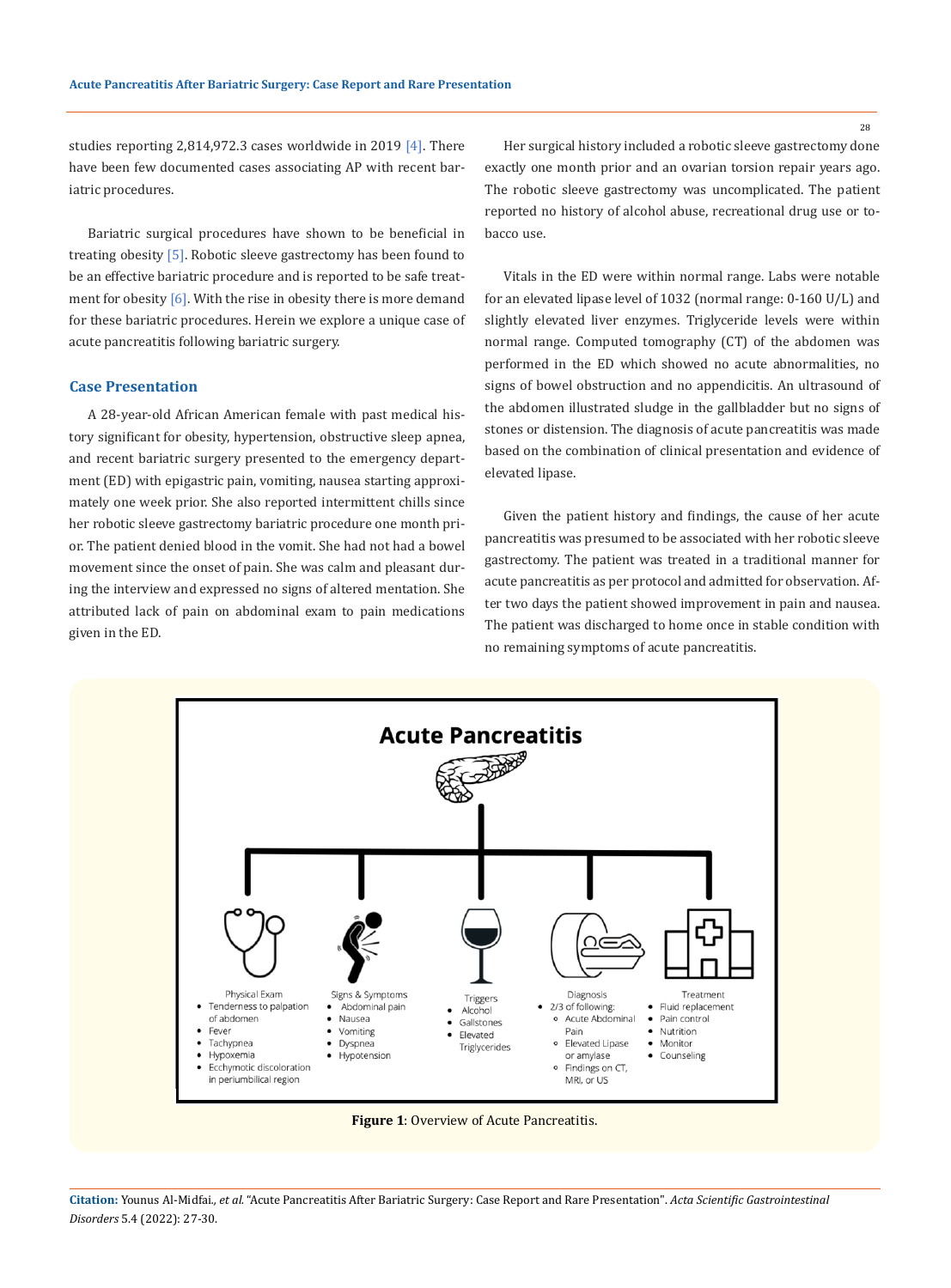studies reporting 2,814,972.3 cases worldwide in 2019 [4]. There have been few documented cases associating AP with recent bariatric procedures.

Bariatric surgical procedures have shown to be beneficial in treating obesity [5]. Robotic sleeve gastrectomy has been found to be an effective bariatric procedure and is reported to be safe treatment for obesity [6]. With the rise in obesity there is more demand for these bariatric procedures. Herein we explore a unique case of acute pancreatitis following bariatric surgery.

## Case Presentation

A 28-year-old African American female with past medical history significant for obesity, hypertension, obstructive sleep apnea, and recent bariatric surgery presented to the emergency department (ED) with epigastric pain, vomiting, nausea starting approximately one week prior. She also reported intermittent chills since her robotic sleeve gastrectomy bariatric procedure one month prior. The patient denied blood in the vomit. She had not had a bowel movement since the onset of pain. She was calm and pleasant during the interview and expressed no signs of altered mentation. She attributed lack of pain on abdominal exam to pain medications given in the ED.

Her surgical history included a robotic sleeve gastrectomy done exactly one month prior and an ovarian torsion repair years ago. The robotic sleeve gastrectomy was uncomplicated. The patient reported no history of alcohol abuse, recreational drug use or tobacco use.

Vitals in the ED were within normal range. Labs were notable for an elevated lipase level of 1032 (normal range: 0-160 U/L) and slightly elevated liver enzymes. Triglyceride levels were within normal range. Computed tomography (CT) of the abdomen was performed in the ED which showed no acute abnormalities, no signs of bowel obstruction and no appendicitis. An ultrasound of the abdomen illustrated sludge in the gallbladder but no signs of stones or distension. The diagnosis of acute pancreatitis was made based on the combination of clinical presentation and evidence of elevated lipase.

Given the patient history and findings, the cause of her acute pancreatitis was presumed to be associated with her robotic sleeve gastrectomy. The patient was treated in a traditional manner for acute pancreatitis as per protocol and admitted for observation. After two days the patient showed improvement in pain and nausea. The patient was discharged to home once in stable condition with no remaining symptoms of acute pancreatitis.

**Figure 1**: Overview of Acute Pancreatitis.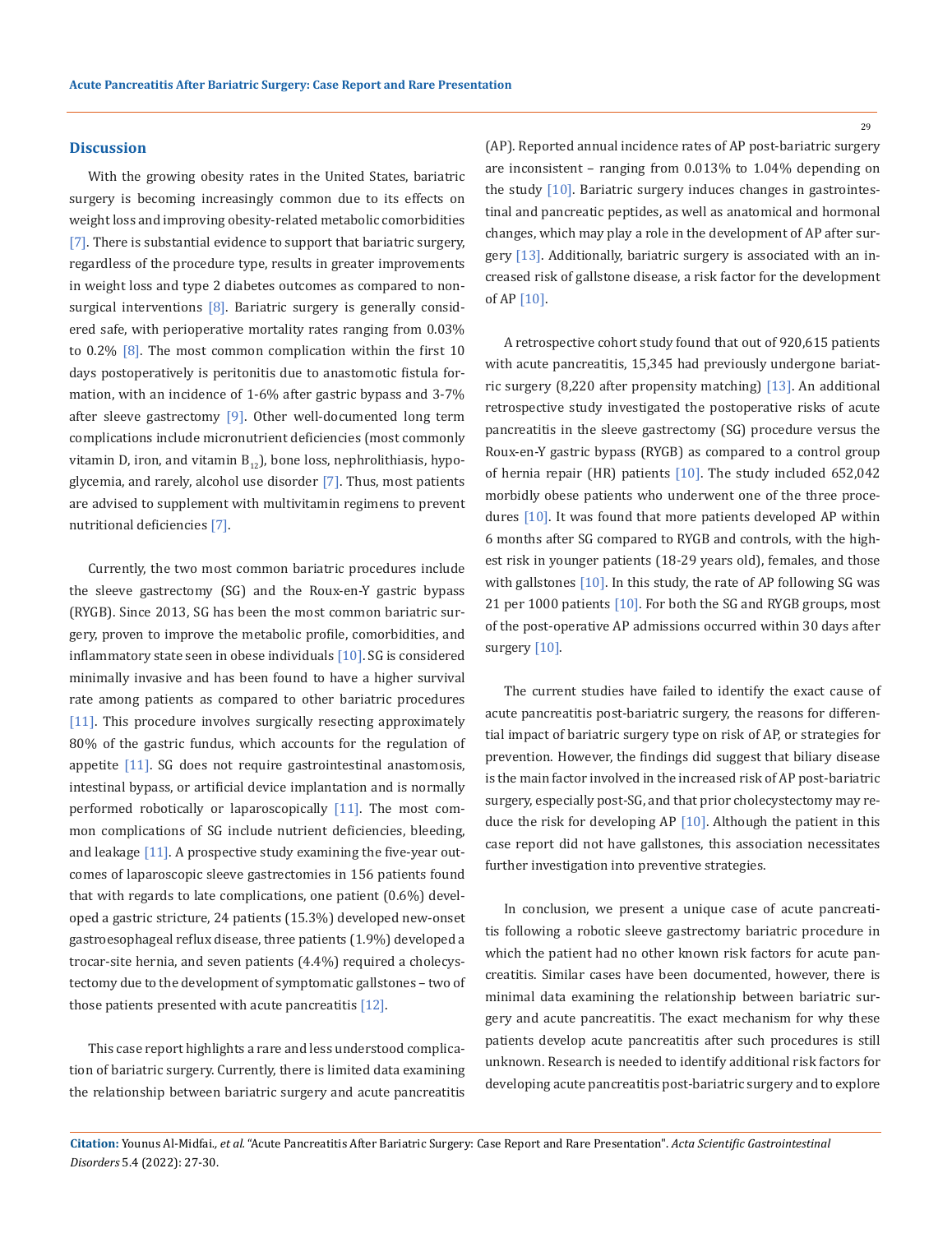## Discussion

With the growing obesity rates in the United States, bariatric surgery is becoming increasingly common due to its effects on weight loss and improving obesity-related metabolic comorbidities [7]. There is substantial evidence to support that bariatric surgery, regardless of the procedure type, results in greater improvements in weight loss and type 2 diabetes outcomes as compared to non-surgical interventions [8]. Bariatric surgery is generally considered safe, with perioperative mortality rates ranging from 0.03% to 0.2% [8]. The most common complication within the first 10 days postoperatively is peritonitis due to anastomotic fistula formation, with an incidence of 1-6% after gastric bypass and 3-7% after sleeve gastrectomy [9]. Other well-documented long term complications include micronutrient deficiencies (most commonly vitamin D, iron, and vitamin $B_{12}$), bone loss, nephrolithiasis, hypoglycemia, and rarely, alcohol use disorder [7]. Thus, most patients are advised to supplement with multivitamin regimens to prevent nutritional deficiencies [7].

Currently, the two most common bariatric procedures include the sleeve gastrectomy (SG) and the Roux-en-Y gastric bypass (RYGB). Since 2013, SG has been the most common bariatric surgery, proven to improve the metabolic profile, comorbidities, and inflammatory state seen in obese individuals [10]. SG is considered minimally invasive and has been found to have a higher survival rate among patients as compared to other bariatric procedures [11]. This procedure involves surgically resecting approximately 80% of the gastric fundus, which accounts for the regulation of appetite [11]. SG does not require gastrointestinal anastomosis, intestinal bypass, or artificial device implantation and is normally performed robotically or laparoscopically [11]. The most common complications of SG include nutrient deficiencies, bleeding, and leakage [11]. A prospective study examining the five-year outcomes of laparoscopic sleeve gastrectomies in 156 patients found that with regards to late complications, one patient (0.6%) developed a gastric stricture, 24 patients (15.3%) developed new-onset gastroesophageal reflux disease, three patients (1.9%) developed a trocar-site hernia, and seven patients (4.4%) required a cholecystectomy due to the development of symptomatic gallstones – two of those patients presented with acute pancreatitis [12].

This case report highlights a rare and less understood complication of bariatric surgery. Currently, there is limited data examining the relationship between bariatric surgery and acute pancreatitis (AP). Reported annual incidence rates of AP post-bariatric surgery are inconsistent – ranging from 0.013% to 1.04% depending on the study [10]. Bariatric surgery induces changes in gastrointestinal and pancreatic peptides, as well as anatomical and hormonal changes, which may play a role in the development of AP after surgery [13]. Additionally, bariatric surgery is associated with an increased risk of gallstone disease, a risk factor for the development of AP [10].

A retrospective cohort study found that out of 920,615 patients with acute pancreatitis, 15,345 had previously undergone bariatric surgery (8,220 after propensity matching) [13]. An additional retrospective study investigated the postoperative risks of acute pancreatitis in the sleeve gastrectomy (SG) procedure versus the Roux-en-Y gastric bypass (RYGB) as compared to a control group of hernia repair (HR) patients [10]. The study included 652,042 morbidly obese patients who underwent one of the three procedures [10]. It was found that more patients developed AP within 6 months after SG compared to RYGB and controls, with the highest risk in younger patients (18-29 years old), females, and those with gallstones [10]. In this study, the rate of AP following SG was 21 per 1000 patients [10]. For both the SG and RYGB groups, most of the post-operative AP admissions occurred within 30 days after surgery [10].

The current studies have failed to identify the exact cause of acute pancreatitis post-bariatric surgery, the reasons for differential impact of bariatric surgery type on risk of AP, or strategies for prevention. However, the findings did suggest that biliary disease is the main factor involved in the increased risk of AP post-bariatric surgery, especially post-SG, and that prior cholecystectomy may reduce the risk for developing AP [10]. Although the patient in this case report did not have gallstones, this association necessitates further investigation into preventive strategies.

In conclusion, we present a unique case of acute pancreatitis following a robotic sleeve gastrectomy bariatric procedure in which the patient had no other known risk factors for acute pancreatitis. Similar cases have been documented, however, there is minimal data examining the relationship between bariatric surgery and acute pancreatitis. The exact mechanism for why these patients develop acute pancreatitis after such procedures is still unknown. Research is needed to identify additional risk factors for developing acute pancreatitis post-bariatric surgery and to explore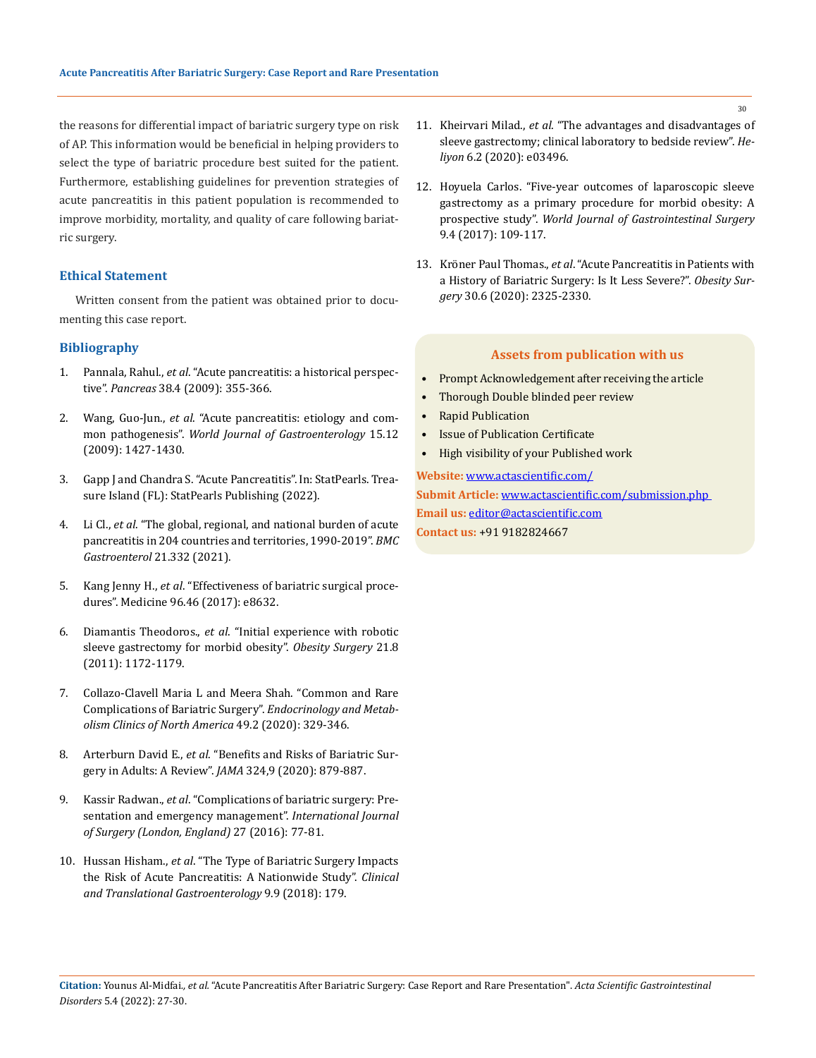the reasons for differential impact of bariatric surgery type on risk of AP. This information would be beneficial in helping providers to select the type of bariatric procedure best suited for the patient. Furthermore, establishing guidelines for prevention strategies of acute pancreatitis in this patient population is recommended to improve morbidity, mortality, and quality of care following bariatric surgery.

## Ethical Statement

Written consent from the patient was obtained prior to documenting this case report.

## Bibliography

1. Pannala, Rahul., *et al*. "Acute pancreatitis: a historical perspective". *Pancreas* 38.4 (2009): 355-366.
2. Wang, Guo-Jun., *et al*. "Acute pancreatitis: etiology and common pathogenesis". *World Journal of Gastroenterology* 15.12 (2009): 1427-1430.
3. Gapp J and Chandra S. "Acute Pancreatitis". In: StatPearls. Treasure Island (FL): StatPearls Publishing (2022).
4. Li Cl., *et al*. "The global, regional, and national burden of acute pancreatitis in 204 countries and territories, 1990-2019". *BMC Gastroenterol* 21.332 (2021).
5. Kang Jenny H., *et al*. "Effectiveness of bariatric surgical procedures". Medicine 96.46 (2017): e8632.
6. Diamantis Theodoros., *et al*. "Initial experience with robotic sleeve gastrectomy for morbid obesity". *Obesity Surgery* 21.8 (2011): 1172-1179.
7. Collazo-Clavell Maria L and Meera Shah. "Common and Rare Complications of Bariatric Surgery". *Endocrinology and Metabolism Clinics of North America* 49.2 (2020): 329-346.
8. Arterburn David E., *et al*. "Benefits and Risks of Bariatric Surgery in Adults: A Review". *JAMA* 324,9 (2020): 879-887.
9. Kassir Radwan., *et al*. "Complications of bariatric surgery: Presentation and emergency management". *International Journal of Surgery (London, England)* 27 (2016): 77-81.
10. Hussan Hisham., *et al*. "The Type of Bariatric Surgery Impacts the Risk of Acute Pancreatitis: A Nationwide Study". *Clinical and Translational Gastroenterology* 9.9 (2018): 179.
11. Kheirvari Milad., *et al*. "The advantages and disadvantages of sleeve gastrectomy; clinical laboratory to bedside review". *Heliyon* 6.2 (2020): e03496.
12. Hoyuela Carlos. "Five-year outcomes of laparoscopic sleeve gastrectomy as a primary procedure for morbid obesity: A prospective study". *World Journal of Gastrointestinal Surgery* 9.4 (2017): 109-117.
13. Kröner Paul Thomas., *et al*. "Acute Pancreatitis in Patients with a History of Bariatric Surgery: Is It Less Severe?". *Obesity Surgery* 30.6 (2020): 2325-2330.

**Assets from publication with us**

- Prompt Acknowledgement after receiving the article
- Thorough Double blinded peer review
- Rapid Publication
- Issue of Publication Certificate
- High visibility of your Published work

**Website:** www.actascientific.com/
**Submit Article:** www.actascientific.com/submission.php
**Email us:** editor@actascientific.com
**Contact us:** +91 9182824667